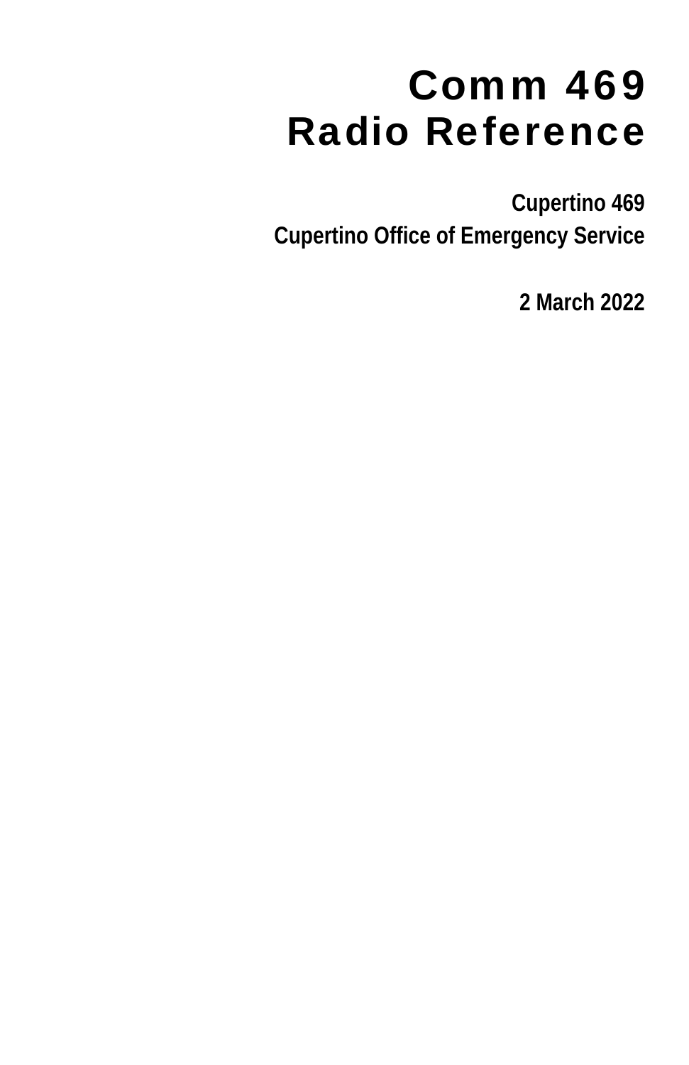# Comm 469
# Radio Reference

**Cupertino 469**

**Cupertino Office of Emergency Service**

**2 March 2022**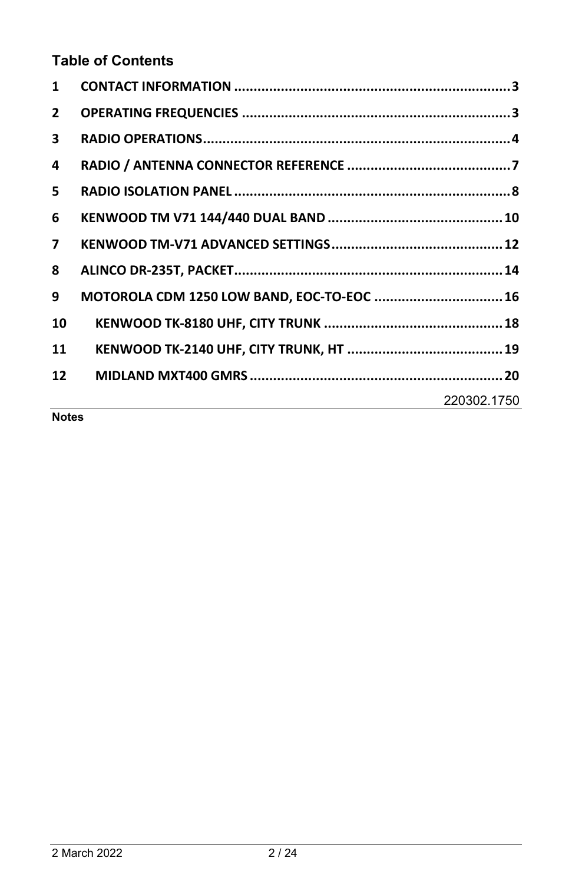## Table of Contents

| | | |
|---|---|---|
| 1 | CONTACT INFORMATION | 3 |
| 2 | OPERATING FREQUENCIES | 3 |
| 3 | RADIO OPERATIONS | 4 |
| 4 | RADIO / ANTENNA CONNECTOR REFERENCE | 7 |
| 5 | RADIO ISOLATION PANEL | 8 |
| 6 | KENWOOD TM V71 144/440 DUAL BAND | 10 |
| 7 | KENWOOD TM-V71 ADVANCED SETTINGS | 12 |
| 8 | ALINCO DR-235T, PACKET | 14 |
| 9 | MOTOROLA CDM 1250 LOW BAND, EOC-TO-EOC | 16 |
| 10 | KENWOOD TK-8180 UHF, CITY TRUNK | 18 |
| 11 | KENWOOD TK-2140 UHF, CITY TRUNK, HT | 19 |
| 12 | MIDLAND MXT400 GMRS | 20 |

220302.1750

**Notes**

2 March 2022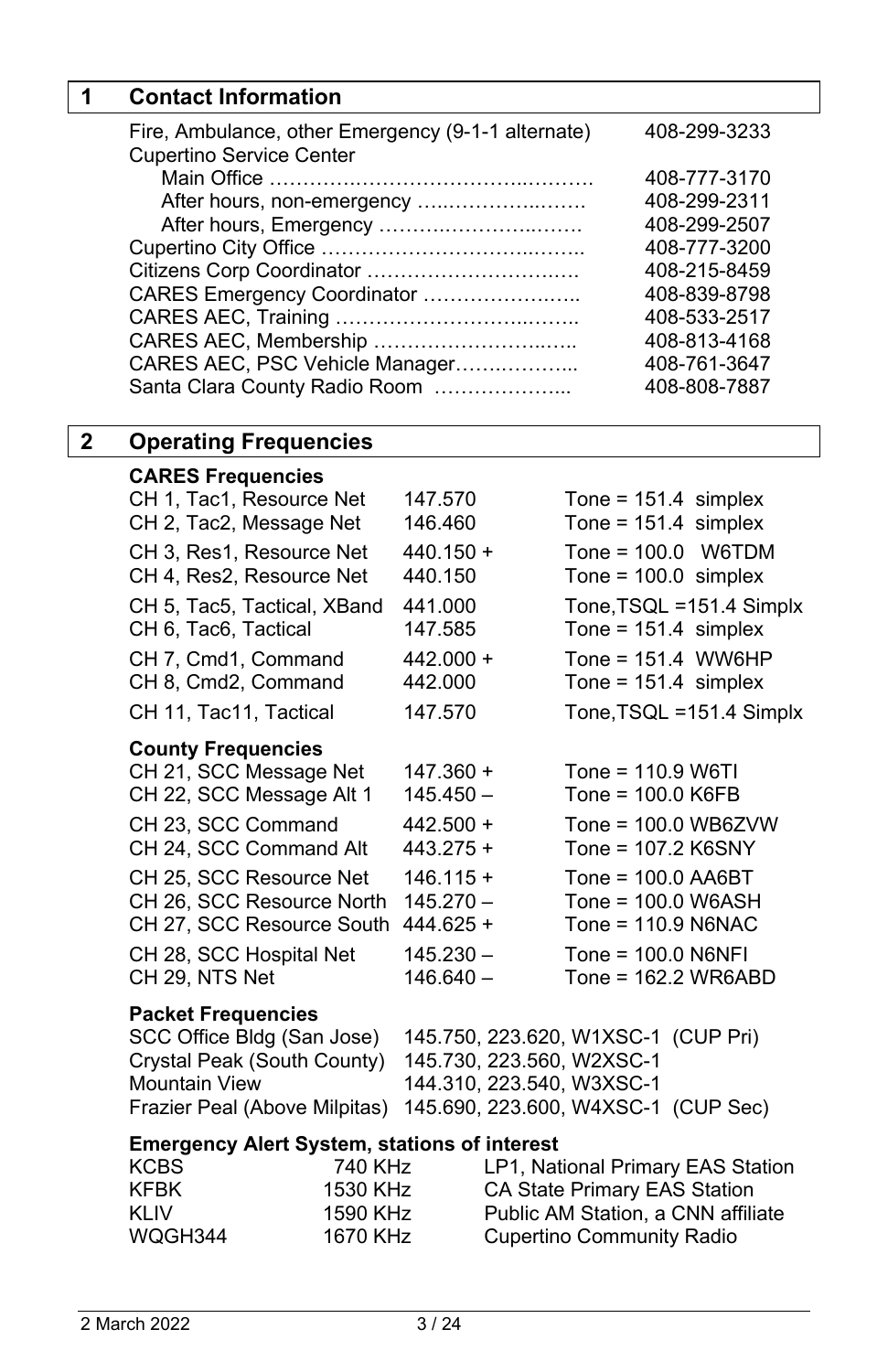## 1 Contact Information

| | |
|---|---|
| Fire, Ambulance, other Emergency (9-1-1 alternate) | 408-299-3233 |
| Cupertino Service Center | |
| Main Office | 408-777-3170 |
| After hours, non-emergency | 408-299-2311 |
| After hours, Emergency | 408-299-2507 |
| Cupertino City Office | 408-777-3200 |
| Citizens Corp Coordinator | 408-215-8459 |
| CARES Emergency Coordinator | 408-839-8798 |
| CARES AEC, Training | 408-533-2517 |
| CARES AEC, Membership | 408-813-4168 |
| CARES AEC, PSC Vehicle Manager | 408-761-3647 |
| Santa Clara County Radio Room | 408-808-7887 |

## 2 Operating Frequencies

### CARES Frequencies

| | | |
|---|---|---|
| CH 1, Tac1, Resource Net | 147.570 | Tone = 151.4 simplex |
| CH 2, Tac2, Message Net | 146.460 | Tone = 151.4 simplex |
| CH 3, Res1, Resource Net | 440.150 + | Tone = 100.0 W6TDM |
| CH 4, Res2, Resource Net | 440.150 | Tone = 100.0 simplex |
| CH 5, Tac5, Tactical, XBand | 441.000 | Tone,TSQL =151.4 Simplx |
| CH 6, Tac6, Tactical | 147.585 | Tone = 151.4 simplex |
| CH 7, Cmd1, Command | 442.000 + | Tone = 151.4 WW6HP |
| CH 8, Cmd2, Command | 442.000 | Tone = 151.4 simplex |
| CH 11, Tac11, Tactical | 147.570 | Tone,TSQL =151.4 Simplx |

### County Frequencies

| | | |
|---|---|---|
| CH 21, SCC Message Net | 147.360 + | Tone = 110.9 W6TI |
| CH 22, SCC Message Alt 1 | 145.450 – | Tone = 100.0 K6FB |
| CH 23, SCC Command | 442.500 + | Tone = 100.0 WB6ZVW |
| CH 24, SCC Command Alt | 443.275 + | Tone = 107.2 K6SNY |
| CH 25, SCC Resource Net | 146.115 + | Tone = 100.0 AA6BT |
| CH 26, SCC Resource North | 145.270 – | Tone = 100.0 W6ASH |
| CH 27, SCC Resource South | 444.625 + | Tone = 110.9 N6NAC |
| CH 28, SCC Hospital Net | 145.230 – | Tone = 100.0 N6NFI |
| CH 29, NTS Net | 146.640 – | Tone = 162.2 WR6ABD |

### Packet Frequencies

| | |
|---|---|
| SCC Office Bldg (San Jose) | 145.750, 223.620, W1XSC-1 (CUP Pri) |
| Crystal Peak (South County) | 145.730, 223.560, W2XSC-1 |
| Mountain View | 144.310, 223.540, W3XSC-1 |
| Frazier Peal (Above Milpitas) | 145.690, 223.600, W4XSC-1 (CUP Sec) |

### Emergency Alert System, stations of interest

| | | |
|---|---|---|
| KCBS | 740 KHz | LP1, National Primary EAS Station |
| KFBK | 1530 KHz | CA State Primary EAS Station |
| KLIV | 1590 KHz | Public AM Station, a CNN affiliate |
| WQGH344 | 1670 KHz | Cupertino Community Radio |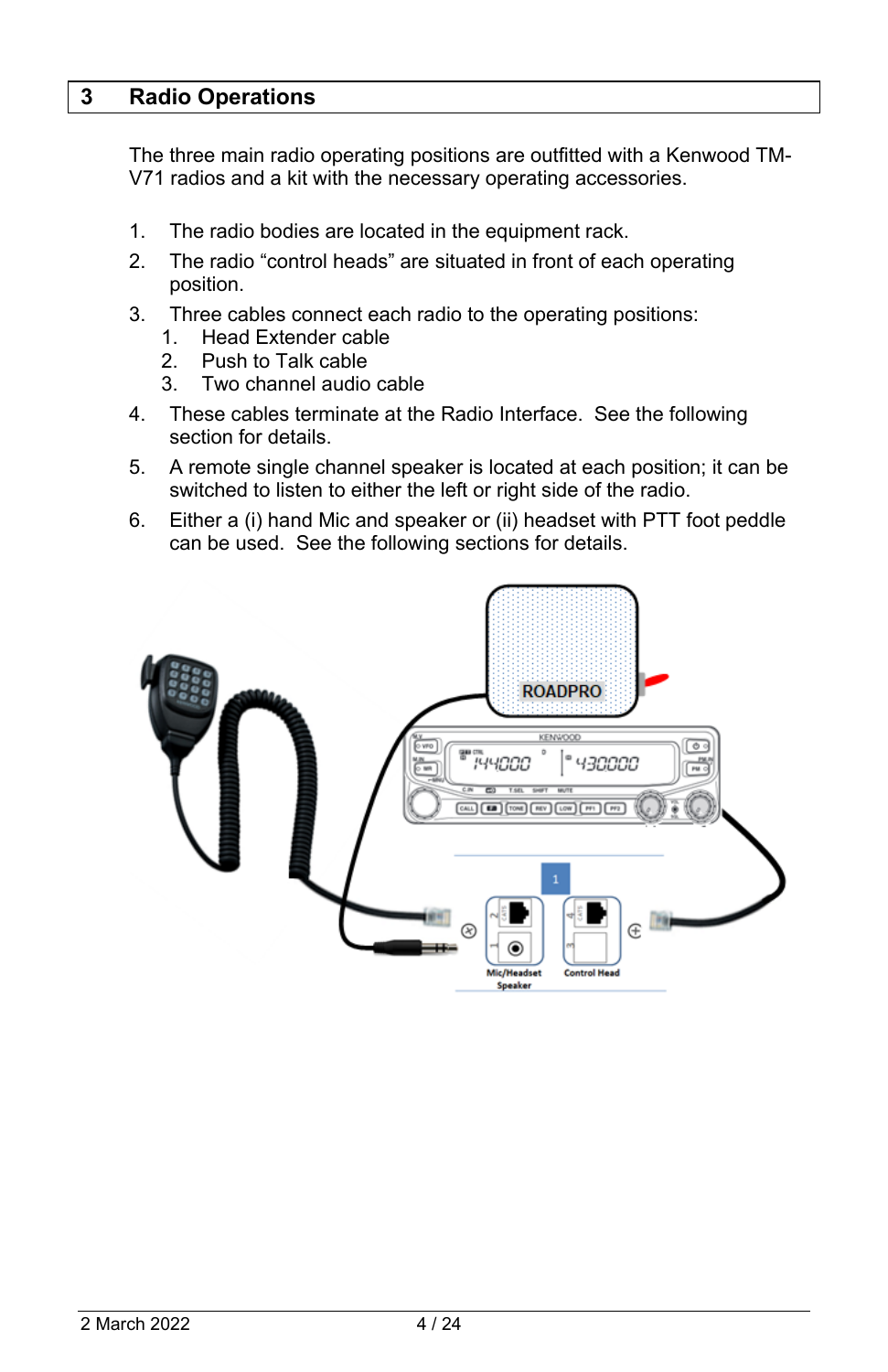# 3 Radio Operations

The three main radio operating positions are outfitted with a Kenwood TM-V71 radios and a kit with the necessary operating accessories.

1. The radio bodies are located in the equipment rack.
2. The radio “control heads” are situated in front of each operating position.
3. Three cables connect each radio to the operating positions:
   1. Head Extender cable
   2. Push to Talk cable
   3. Two channel audio cable
4. These cables terminate at the Radio Interface. See the following section for details.
5. A remote single channel speaker is located at each position; it can be switched to listen to either the left or right side of the radio.
6. Either a (i) hand Mic and speaker or (ii) headset with PTT foot peddle can be used. See the following sections for details.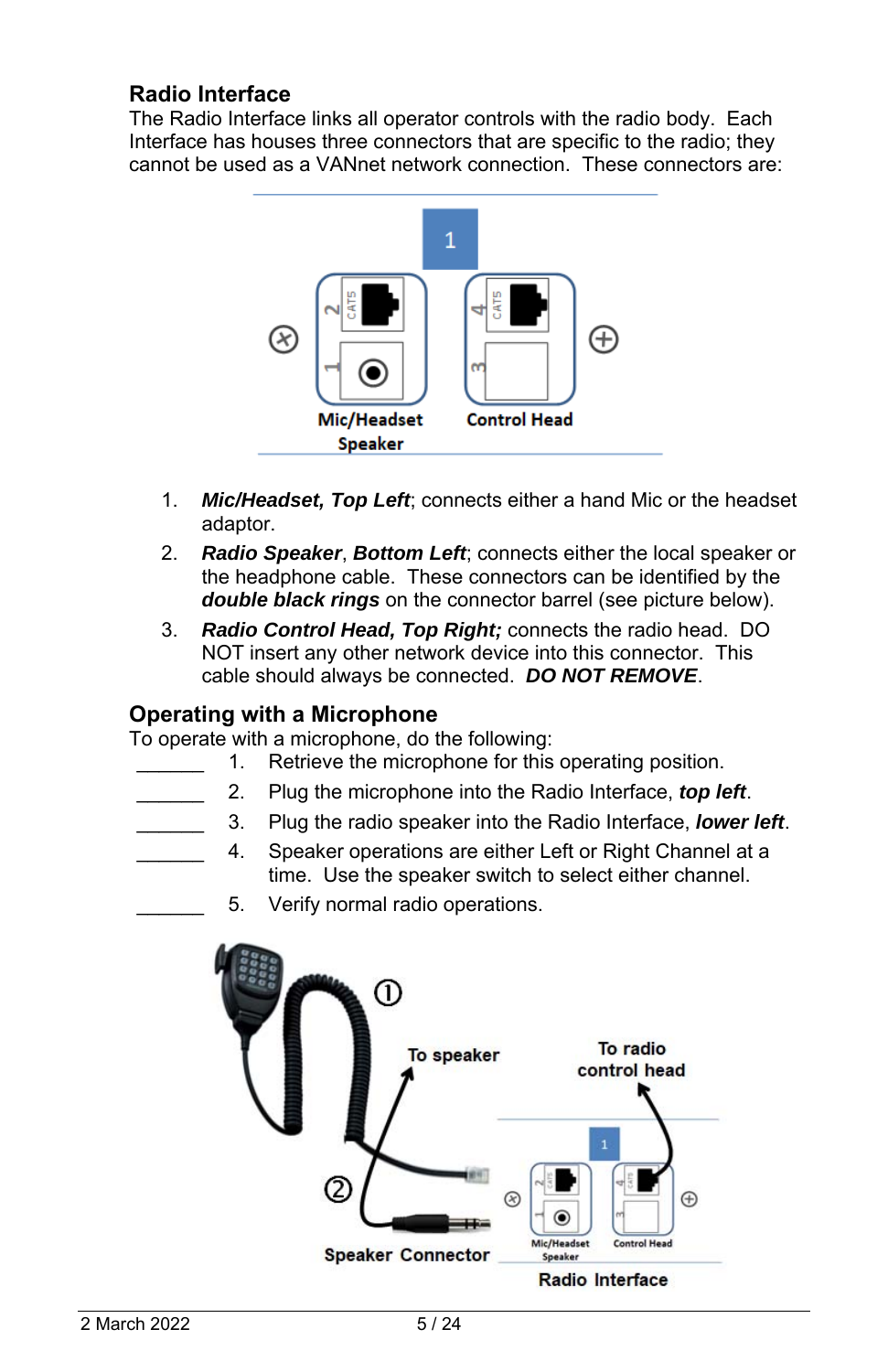## Radio Interface

The Radio Interface links all operator controls with the radio body. Each Interface has houses three connectors that are specific to the radio; they cannot be used as a VANnet network connection. These connectors are:

1. ***Mic/Headset, Top Left***; connects either a hand Mic or the headset adaptor.
2. ***Radio Speaker***, ***Bottom Left***; connects either the local speaker or the headphone cable. These connectors can be identified by the ***double black rings*** on the connector barrel (see picture below).
3. ***Radio Control Head, Top Right;*** connects the radio head. DO NOT insert any other network device into this connector. This cable should always be connected. ***DO NOT REMOVE***.

## Operating with a Microphone

To operate with a microphone, do the following:

______ 1. Retrieve the microphone for this operating position.

______ 2. Plug the microphone into the Radio Interface, ***top left***.

______ 3. Plug the radio speaker into the Radio Interface, ***lower left***.

______ 4. Speaker operations are either Left or Right Channel at a time. Use the speaker switch to select either channel.

______ 5. Verify normal radio operations.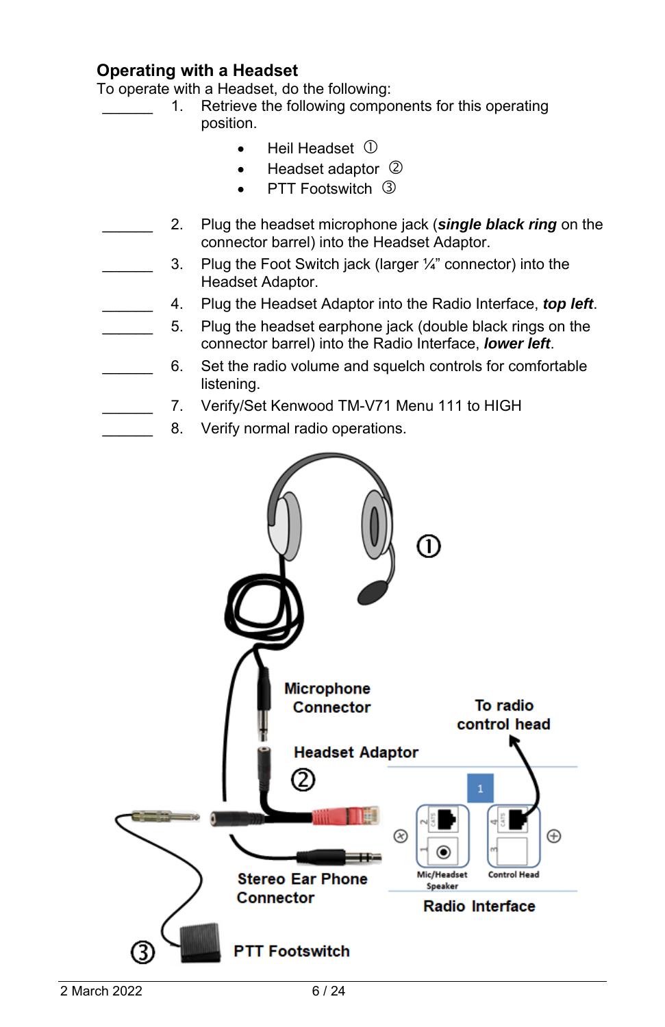## Operating with a Headset

To operate with a Headset, do the following:

______ 1. Retrieve the following components for this operating position.

- Heil Headset ①
- Headset adaptor ②
- PTT Footswitch ③

______ 2. Plug the headset microphone jack (***single black ring*** on the connector barrel) into the Headset Adaptor.

______ 3. Plug the Foot Switch jack (larger ¼" connector) into the Headset Adaptor.

______ 4. Plug the Headset Adaptor into the Radio Interface, ***top left***.

______ 5. Plug the headset earphone jack (double black rings on the connector barrel) into the Radio Interface, ***lower left***.

______ 6. Set the radio volume and squelch controls for comfortable listening.

______ 7. Verify/Set Kenwood TM-V71 Menu 111 to HIGH

______ 8. Verify normal radio operations.

①

Microphone Connector

To radio control head

Headset Adaptor

②

Mic/Headset Speaker

Control Head

Stereo Ear Phone Connector

Radio Interface

③

PTT Footswitch

2 March 2022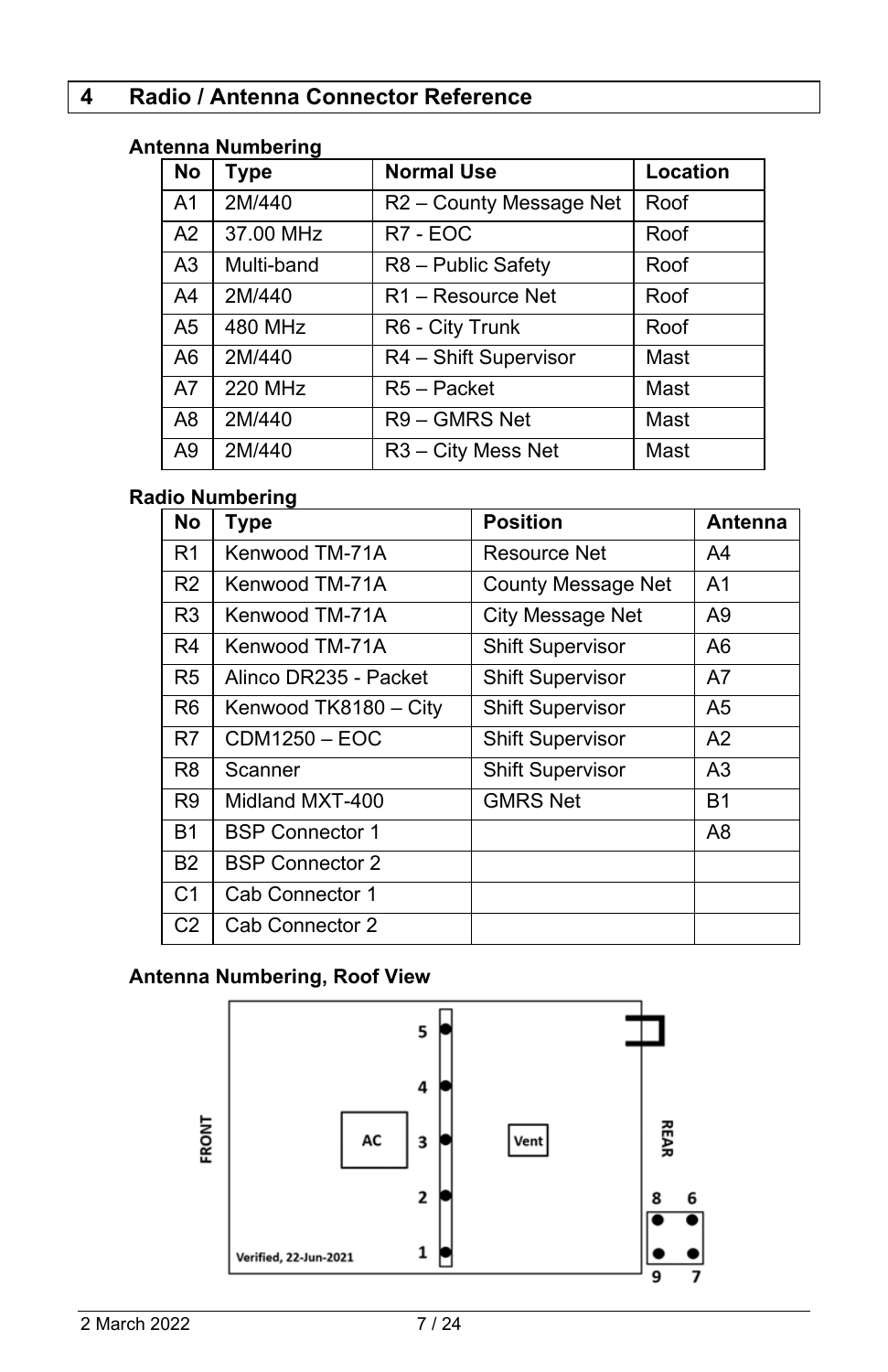## 4 Radio / Antenna Connector Reference

### Antenna Numbering

| No | Type | Normal Use | Location |
|---|---|---|---|
| A1 | 2M/440 | R2 – County Message Net | Roof |
| A2 | 37.00 MHz | R7 - EOC | Roof |
| A3 | Multi-band | R8 – Public Safety | Roof |
| A4 | 2M/440 | R1 – Resource Net | Roof |
| A5 | 480 MHz | R6 - City Trunk | Roof |
| A6 | 2M/440 | R4 – Shift Supervisor | Mast |
| A7 | 220 MHz | R5 – Packet | Mast |
| A8 | 2M/440 | R9 – GMRS Net | Mast |
| A9 | 2M/440 | R3 – City Mess Net | Mast |

### Radio Numbering

| No | Type | Position | Antenna |
|---|---|---|---|
| R1 | Kenwood TM-71A | Resource Net | A4 |
| R2 | Kenwood TM-71A | County Message Net | A1 |
| R3 | Kenwood TM-71A | City Message Net | A9 |
| R4 | Kenwood TM-71A | Shift Supervisor | A6 |
| R5 | Alinco DR235 - Packet | Shift Supervisor | A7 |
| R6 | Kenwood TK8180 – City | Shift Supervisor | A5 |
| R7 | CDM1250 – EOC | Shift Supervisor | A2 |
| R8 | Scanner | Shift Supervisor | A3 |
| R9 | Midland MXT-400 | GMRS Net | B1 |
| B1 | BSP Connector 1 | | A8 |
| B2 | BSP Connector 2 | | |
| C1 | Cab Connector 1 | | |
| C2 | Cab Connector 2 | | |

### Antenna Numbering, Roof View

FRONT | AC | 5 4 3 2 1 | Vent | REAR | 8 6 9 7

Verified, 22-Jun-2021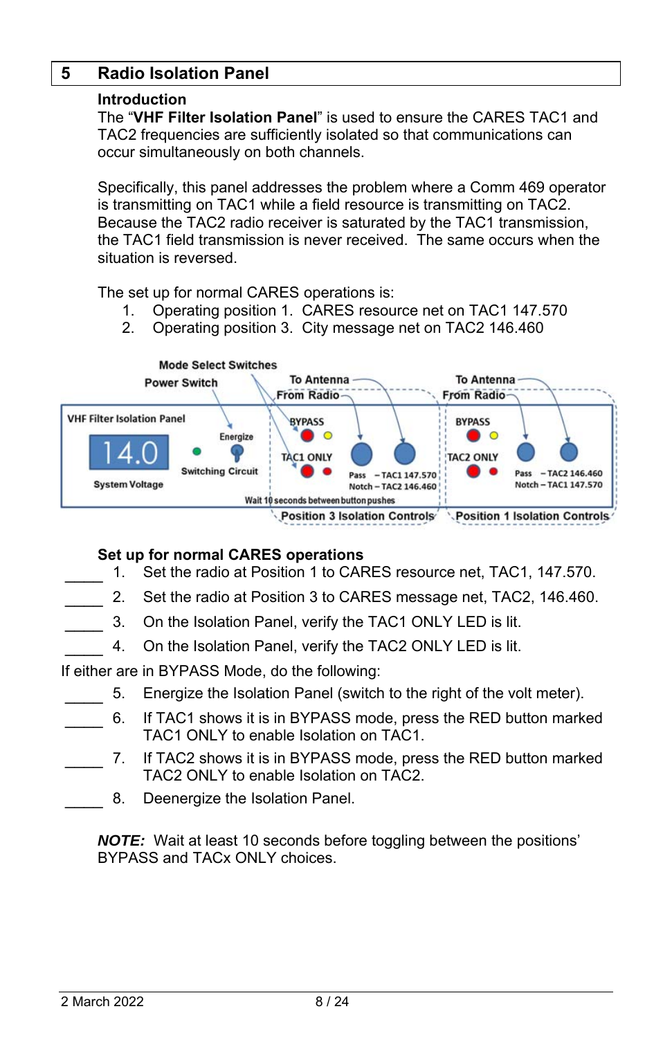## 5 Radio Isolation Panel

**Introduction**

The "**VHF Filter Isolation Panel**" is used to ensure the CARES TAC1 and TAC2 frequencies are sufficiently isolated so that communications can occur simultaneously on both channels.

Specifically, this panel addresses the problem where a Comm 469 operator is transmitting on TAC1 while a field resource is transmitting on TAC2. Because the TAC2 radio receiver is saturated by the TAC1 transmission, the TAC1 field transmission is never received. The same occurs when the situation is reversed.

The set up for normal CARES operations is:

1. Operating position 1. CARES resource net on TAC1 147.570
2. Operating position 3. City message net on TAC2 146.460

Mode Select Switches
Power Switch
To Antenna
From Radio
To Antenna
From Radio
VHF Filter Isolation Panel
14.0
System Voltage
Energize
Switching Circuit
BYPASS
TAC1 ONLY
Pass – TAC1 147.570
Notch – TAC2 146.460
BYPASS
TAC2 ONLY
Pass – TAC2 146.460
Notch – TAC1 147.570
Wait 10 seconds between button pushes
Position 3 Isolation Controls
Position 1 Isolation Controls

**Set up for normal CARES operations**

_____ 1. Set the radio at Position 1 to CARES resource net, TAC1, 147.570.

_____ 2. Set the radio at Position 3 to CARES message net, TAC2, 146.460.

_____ 3. On the Isolation Panel, verify the TAC1 ONLY LED is lit.

_____ 4. On the Isolation Panel, verify the TAC2 ONLY LED is lit.

If either are in BYPASS Mode, do the following:

_____ 5. Energize the Isolation Panel (switch to the right of the volt meter).

_____ 6. If TAC1 shows it is in BYPASS mode, press the RED button marked TAC1 ONLY to enable Isolation on TAC1.

_____ 7. If TAC2 shows it is in BYPASS mode, press the RED button marked TAC2 ONLY to enable Isolation on TAC2.

_____ 8. Deenergize the Isolation Panel.

***NOTE:*** Wait at least 10 seconds before toggling between the positions' BYPASS and TACx ONLY choices.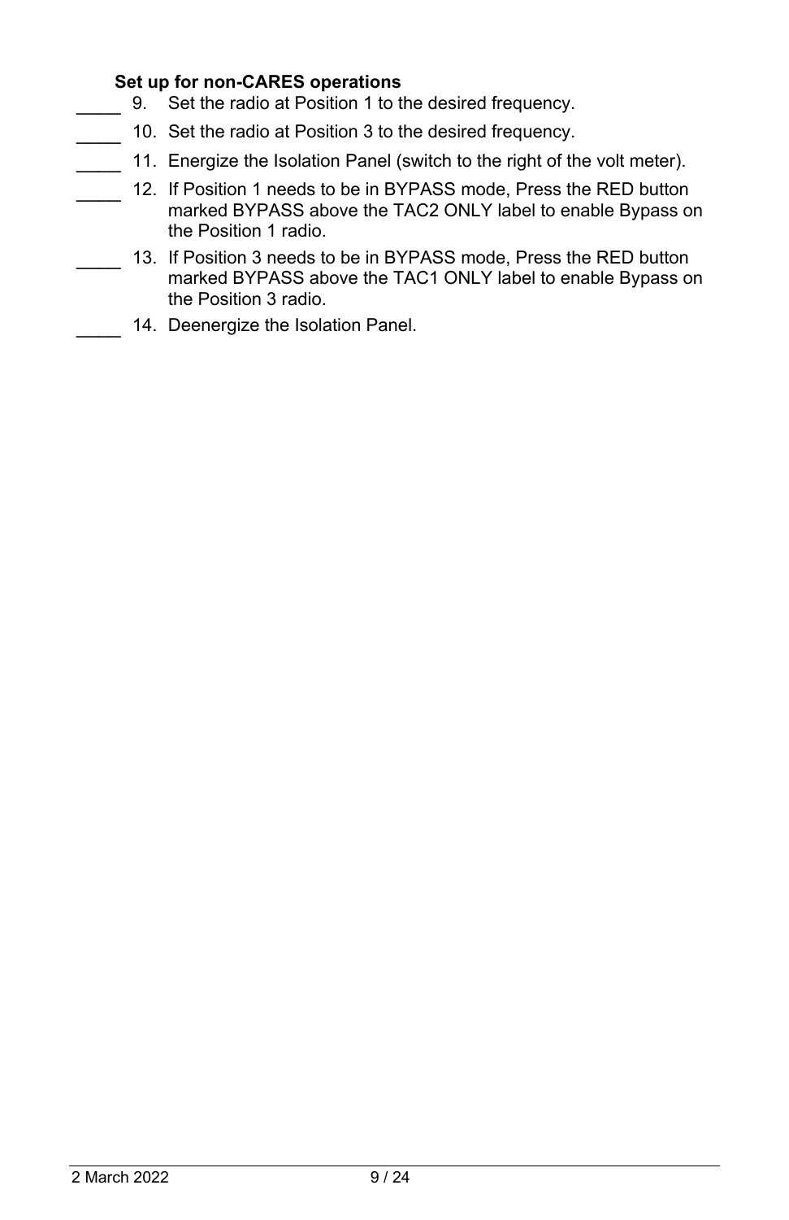**Set up for non-CARES operations**

_____ 9. Set the radio at Position 1 to the desired frequency.

_____ 10. Set the radio at Position 3 to the desired frequency.

_____ 11. Energize the Isolation Panel (switch to the right of the volt meter).

_____ 12. If Position 1 needs to be in BYPASS mode, Press the RED button marked BYPASS above the TAC2 ONLY label to enable Bypass on the Position 1 radio.

_____ 13. If Position 3 needs to be in BYPASS mode, Press the RED button marked BYPASS above the TAC1 ONLY label to enable Bypass on the Position 3 radio.

_____ 14. Deenergize the Isolation Panel.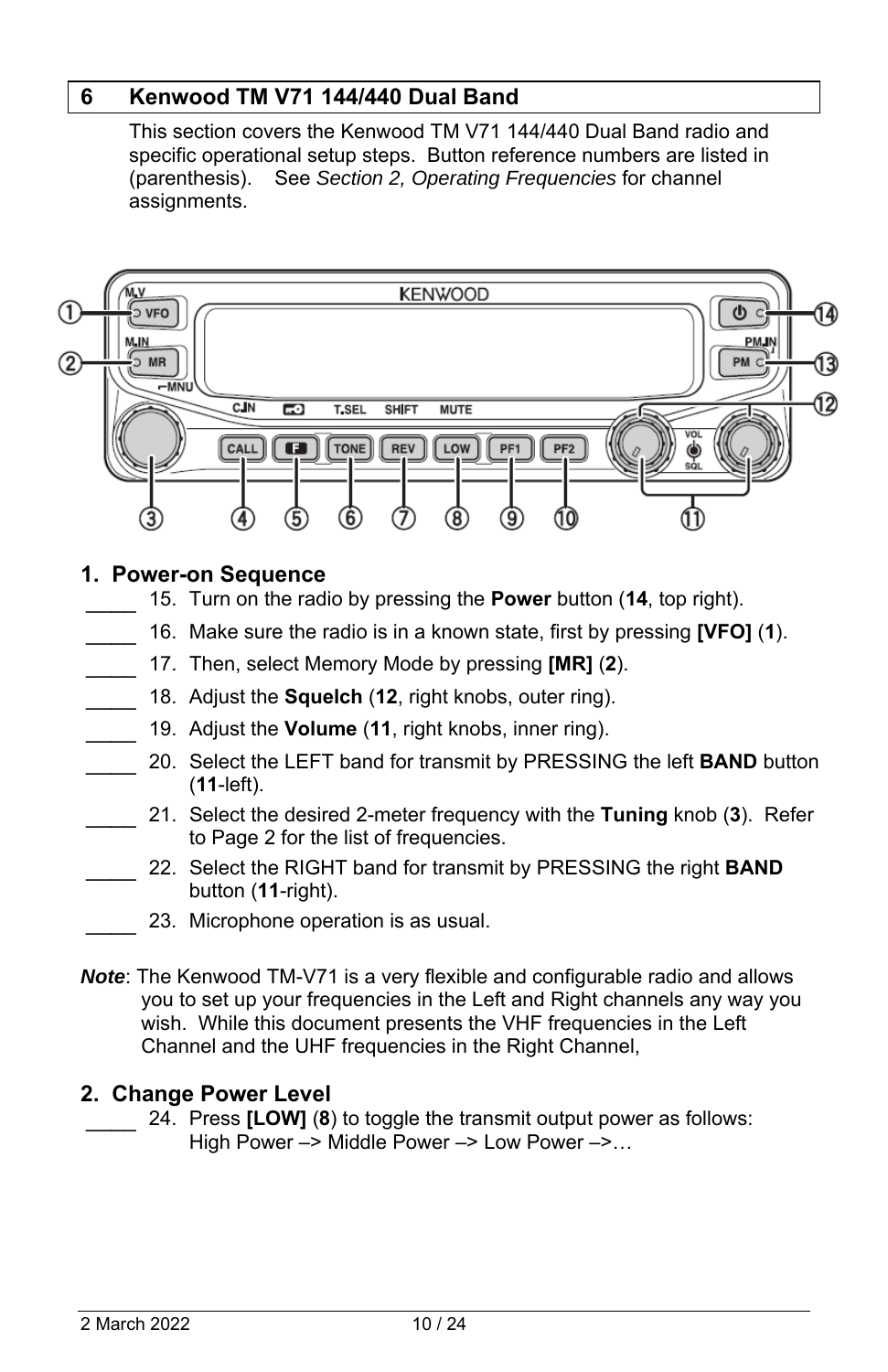## 6 Kenwood TM V71 144/440 Dual Band

This section covers the Kenwood TM V71 144/440 Dual Band radio and specific operational setup steps. Button reference numbers are listed in (parenthesis). See *Section 2, Operating Frequencies* for channel assignments.

### 1. Power-on Sequence

- ____ 15. Turn on the radio by pressing the **Power** button (**14**, top right).
- ____ 16. Make sure the radio is in a known state, first by pressing **[VFO]** (**1**).
- ____ 17. Then, select Memory Mode by pressing **[MR]** (**2**).
- ____ 18. Adjust the **Squelch** (**12**, right knobs, outer ring).
- ____ 19. Adjust the **Volume** (**11**, right knobs, inner ring).
- ____ 20. Select the LEFT band for transmit by PRESSING the left **BAND** button (**11**-left).
- ____ 21. Select the desired 2-meter frequency with the **Tuning** knob (**3**). Refer to Page 2 for the list of frequencies.
- ____ 22. Select the RIGHT band for transmit by PRESSING the right **BAND** button (**11**-right).
- ____ 23. Microphone operation is as usual.

***Note***: The Kenwood TM-V71 is a very flexible and configurable radio and allows you to set up your frequencies in the Left and Right channels any way you wish. While this document presents the VHF frequencies in the Left Channel and the UHF frequencies in the Right Channel,

### 2. Change Power Level

- ____ 24. Press **[LOW]** (**8**) to toggle the transmit output power as follows: High Power –> Middle Power –> Low Power –>…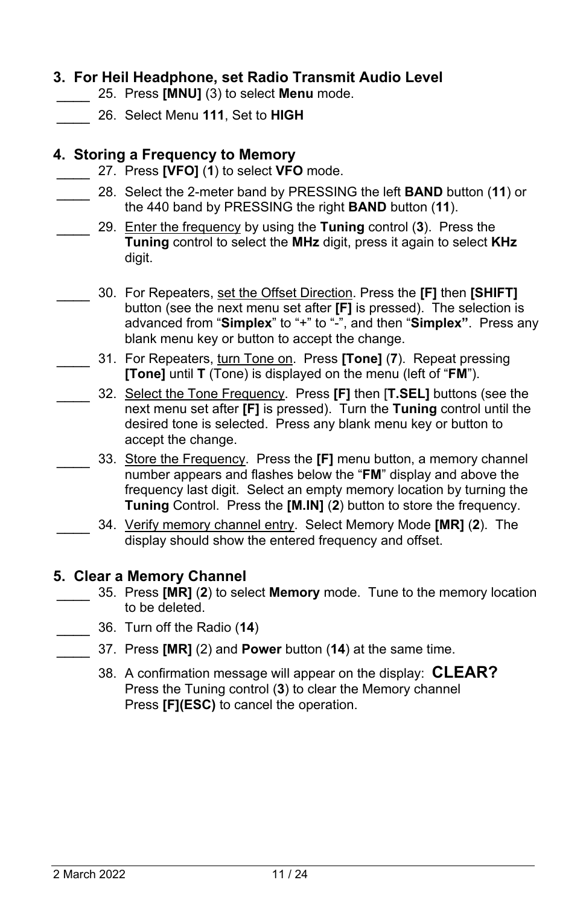### 3. For Heil Headphone, set Radio Transmit Audio Level

\_\_\_\_ 25. Press **[MNU]** (3) to select **Menu** mode.

\_\_\_\_ 26. Select Menu **111**, Set to **HIGH**

### 4. Storing a Frequency to Memory

\_\_\_\_ 27. Press **[VFO]** (**1**) to select **VFO** mode.

\_\_\_\_ 28. Select the 2-meter band by PRESSING the left **BAND** button (**11**) or the 440 band by PRESSING the right **BAND** button (**11**).

\_\_\_\_ 29. <u>Enter the frequency</u> by using the **Tuning** control (**3**). Press the **Tuning** control to select the **MHz** digit, press it again to select **KHz** digit.

\_\_\_\_ 30. For Repeaters, <u>set the Offset Direction</u>. Press the **[F]** then **[SHIFT]** button (see the next menu set after **[F]** is pressed). The selection is advanced from "**Simplex**" to "+" to "-", and then "**Simplex"**. Press any blank menu key or button to accept the change.

\_\_\_\_ 31. For Repeaters, <u>turn Tone on</u>. Press **[Tone]** (**7**). Repeat pressing **[Tone]** until **T** (Tone) is displayed on the menu (left of "**FM**").

\_\_\_\_ 32. <u>Select the Tone Frequency</u>. Press **[F]** then [**T.SEL]** buttons (see the next menu set after **[F]** is pressed). Turn the **Tuning** control until the desired tone is selected. Press any blank menu key or button to accept the change.

\_\_\_\_ 33. <u>Store the Frequency</u>. Press the **[F]** menu button, a memory channel number appears and flashes below the "**FM**" display and above the frequency last digit. Select an empty memory location by turning the **Tuning** Control. Press the **[M.IN]** (**2**) button to store the frequency.

\_\_\_\_ 34. <u>Verify memory channel entry</u>. Select Memory Mode **[MR]** (**2**). The display should show the entered frequency and offset.

### 5. Clear a Memory Channel

\_\_\_\_ 35. Press **[MR]** (**2**) to select **Memory** mode. Tune to the memory location to be deleted.

\_\_\_\_ 36. Turn off the Radio (**14**)

\_\_\_\_ 37. Press **[MR]** (2) and **Power** button (**14**) at the same time.

38. A confirmation message will appear on the display: **CLEAR?**
Press the Tuning control (**3**) to clear the Memory channel
Press **[F](ESC)** to cancel the operation.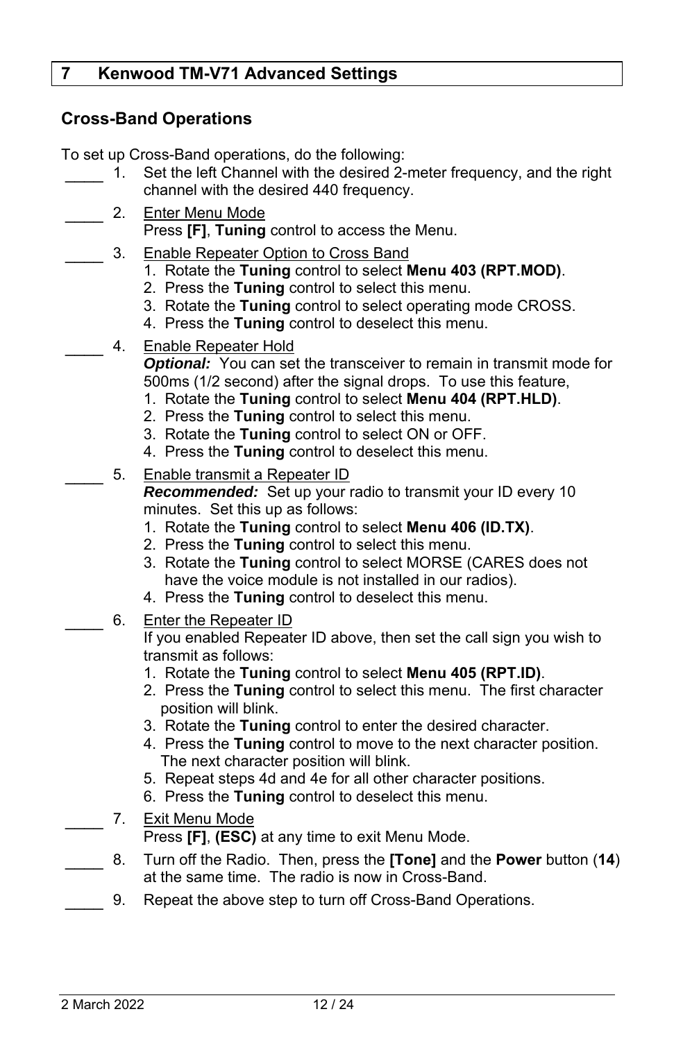# 7 Kenwood TM-V71 Advanced Settings

## Cross-Band Operations

To set up Cross-Band operations, do the following:

____ 1. Set the left Channel with the desired 2-meter frequency, and the right channel with the desired 440 frequency.

____ 2. Enter Menu Mode
Press **[F]**, **Tuning** control to access the Menu.

____ 3. Enable Repeater Option to Cross Band
1. Rotate the **Tuning** control to select **Menu 403 (RPT.MOD)**.
2. Press the **Tuning** control to select this menu.
3. Rotate the **Tuning** control to select operating mode CROSS.
4. Press the **Tuning** control to deselect this menu.

____ 4. Enable Repeater Hold
***Optional:*** You can set the transceiver to remain in transmit mode for 500ms (1/2 second) after the signal drops. To use this feature,
1. Rotate the **Tuning** control to select **Menu 404 (RPT.HLD)**.
2. Press the **Tuning** control to select this menu.
3. Rotate the **Tuning** control to select ON or OFF.
4. Press the **Tuning** control to deselect this menu.

____ 5. Enable transmit a Repeater ID
***Recommended:*** Set up your radio to transmit your ID every 10 minutes. Set this up as follows:
1. Rotate the **Tuning** control to select **Menu 406 (ID.TX)**.
2. Press the **Tuning** control to select this menu.
3. Rotate the **Tuning** control to select MORSE (CARES does not have the voice module is not installed in our radios).
4. Press the **Tuning** control to deselect this menu.

____ 6. Enter the Repeater ID
If you enabled Repeater ID above, then set the call sign you wish to transmit as follows:
1. Rotate the **Tuning** control to select **Menu 405 (RPT.ID)**.
2. Press the **Tuning** control to select this menu. The first character position will blink.
3. Rotate the **Tuning** control to enter the desired character.
4. Press the **Tuning** control to move to the next character position. The next character position will blink.
5. Repeat steps 4d and 4e for all other character positions.
6. Press the **Tuning** control to deselect this menu.

____ 7. Exit Menu Mode
Press **[F]**, **(ESC)** at any time to exit Menu Mode.

____ 8. Turn off the Radio. Then, press the **[Tone]** and the **Power** button (**14**) at the same time. The radio is now in Cross-Band.

____ 9. Repeat the above step to turn off Cross-Band Operations.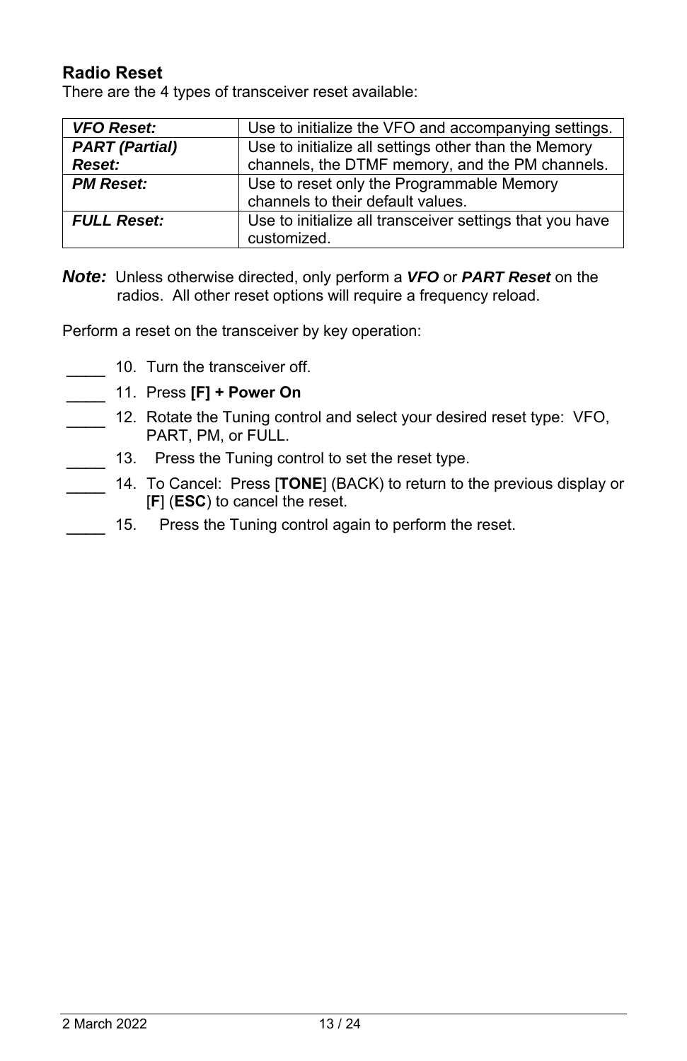## Radio Reset

There are the 4 types of transceiver reset available:

| | |
|---|---|
| ***VFO Reset:*** | Use to initialize the VFO and accompanying settings. |
| ***PART (Partial) Reset:*** | Use to initialize all settings other than the Memory channels, the DTMF memory, and the PM channels. |
| ***PM Reset:*** | Use to reset only the Programmable Memory channels to their default values. |
| ***FULL Reset:*** | Use to initialize all transceiver settings that you have customized. |

***Note:*** Unless otherwise directed, only perform a ***VFO*** or ***PART Reset*** on the radios. All other reset options will require a frequency reload.

Perform a reset on the transceiver by key operation:

____ 10. Turn the transceiver off.

____ 11. Press **[F] + Power On**

____ 12. Rotate the Tuning control and select your desired reset type: VFO, PART, PM, or FULL.

____ 13. Press the Tuning control to set the reset type.

____ 14. To Cancel: Press [**TONE**] (BACK) to return to the previous display or [**F**] (**ESC**) to cancel the reset.

____ 15. Press the Tuning control again to perform the reset.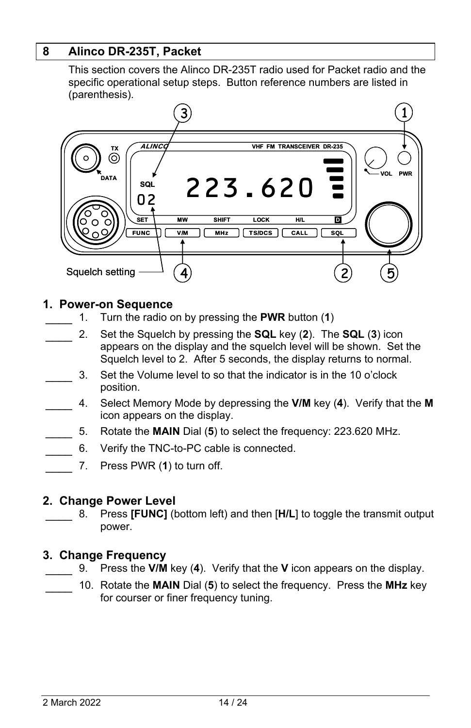## 8 Alinco DR-235T, Packet

This section covers the Alinco DR-235T radio used for Packet radio and the specific operational setup steps. Button reference numbers are listed in (parenthesis).

Squelch setting

### 1. Power-on Sequence

____ 1. Turn the radio on by pressing the **PWR** button (**1**)

____ 2. Set the Squelch by pressing the **SQL** key (**2**). The **SQL** (**3**) icon appears on the display and the squelch level will be shown. Set the Squelch level to 2. After 5 seconds, the display returns to normal.

____ 3. Set the Volume level to so that the indicator is in the 10 o'clock position.

____ 4. Select Memory Mode by depressing the **V/M** key (**4**). Verify that the **M** icon appears on the display.

____ 5. Rotate the **MAIN** Dial (**5**) to select the frequency: 223.620 MHz.

____ 6. Verify the TNC-to-PC cable is connected.

____ 7. Press PWR (**1**) to turn off.

### 2. Change Power Level

____ 8. Press **[FUNC]** (bottom left) and then [**H/L**] to toggle the transmit output power.

### 3. Change Frequency

____ 9. Press the **V/M** key (**4**). Verify that the **V** icon appears on the display.

____ 10. Rotate the **MAIN** Dial (**5**) to select the frequency. Press the **MHz** key for courser or finer frequency tuning.

2 March 2022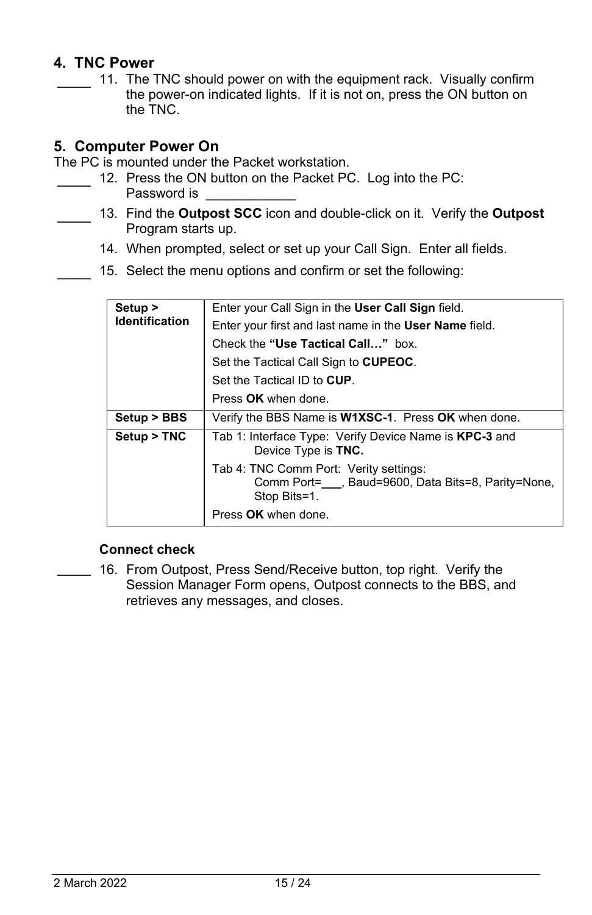## 4. TNC Power

\_\_\_\_ 11. The TNC should power on with the equipment rack. Visually confirm the power-on indicated lights. If it is not on, press the ON button on the TNC.

## 5. Computer Power On

The PC is mounted under the Packet workstation.

\_\_\_\_ 12. Press the ON button on the Packet PC. Log into the PC: Password is \_\_\_\_\_\_\_\_\_\_\_\_

\_\_\_\_ 13. Find the **Outpost SCC** icon and double-click on it. Verify the **Outpost** Program starts up.

14. When prompted, select or set up your Call Sign. Enter all fields.

\_\_\_\_ 15. Select the menu options and confirm or set the following:

| | |
|---|---|
| **Setup > Identification** | Enter your Call Sign in the **User Call Sign** field.<br>Enter your first and last name in the **User Name** field.<br>Check the **"Use Tactical Call…"** box.<br>Set the Tactical Call Sign to **CUPEOC**.<br>Set the Tactical ID to **CUP**.<br>Press **OK** when done. |
| **Setup > BBS** | Verify the BBS Name is **W1XSC-1**. Press **OK** when done. |
| **Setup > TNC** | Tab 1: Interface Type: Verify Device Name is **KPC-3** and Device Type is **TNC.**<br>Tab 4: TNC Comm Port: Verity settings: Comm Port=\_\_\_, Baud=9600, Data Bits=8, Parity=None, Stop Bits=1.<br>Press **OK** when done. |

**Connect check**

\_\_\_\_ 16. From Outpost, Press Send/Receive button, top right. Verify the Session Manager Form opens, Outpost connects to the BBS, and retrieves any messages, and closes.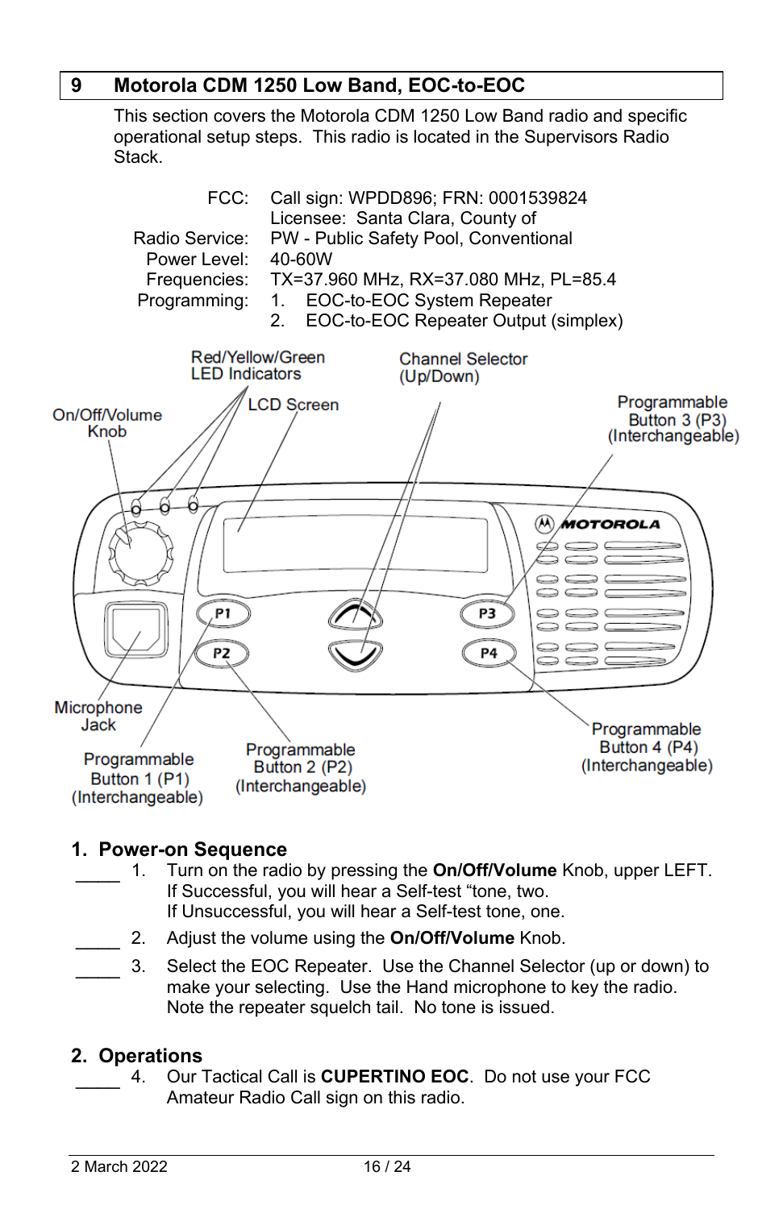# 9 Motorola CDM 1250 Low Band, EOC-to-EOC

This section covers the Motorola CDM 1250 Low Band radio and specific operational setup steps. This radio is located in the Supervisors Radio Stack.

| | |
|---|---|
| FCC: | Call sign: WPDD896; FRN: 0001539824<br>Licensee: Santa Clara, County of |
| Radio Service: | PW - Public Safety Pool, Conventional |
| Power Level: | 40-60W |
| Frequencies: | TX=37.960 MHz, RX=37.080 MHz, PL=85.4 |
| Programming: | 1. EOC-to-EOC System Repeater<br>2. EOC-to-EOC Repeater Output (simplex) |

Red/Yellow/Green LED Indicators

LCD Screen

Channel Selector (Up/Down)

On/Off/Volume Knob

Programmable Button 3 (P3) (Interchangeable)

Microphone Jack

Programmable Button 1 (P1) (Interchangeable)

Programmable Button 2 (P2) (Interchangeable)

Programmable Button 4 (P4) (Interchangeable)

## 1. Power-on Sequence

_____ 1. Turn on the radio by pressing the **On/Off/Volume** Knob, upper LEFT. If Successful, you will hear a Self-test "tone, two. If Unsuccessful, you will hear a Self-test tone, one.

_____ 2. Adjust the volume using the **On/Off/Volume** Knob.

_____ 3. Select the EOC Repeater. Use the Channel Selector (up or down) to make your selecting. Use the Hand microphone to key the radio. Note the repeater squelch tail. No tone is issued.

## 2. Operations

_____ 4. Our Tactical Call is **CUPERTINO EOC**. Do not use your FCC Amateur Radio Call sign on this radio.

2 March 2022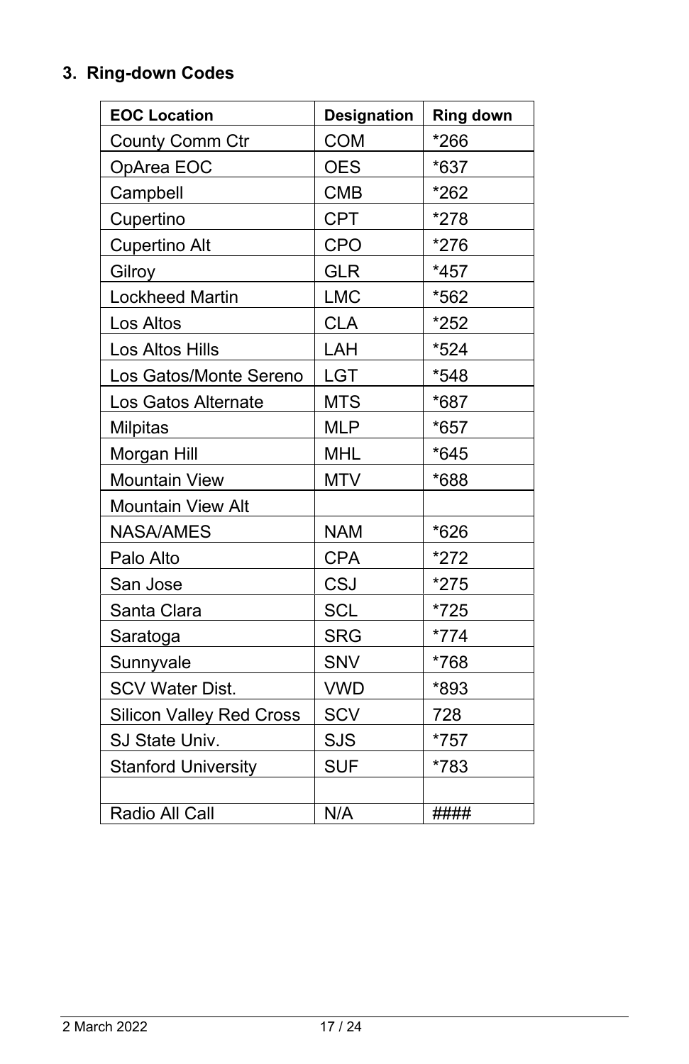## 3. Ring-down Codes

| EOC Location | Designation | Ring down |
|---|---|---|
| County Comm Ctr | COM | *266 |
| OpArea EOC | OES | *637 |
| Campbell | CMB | *262 |
| Cupertino | CPT | *278 |
| Cupertino Alt | CPO | *276 |
| Gilroy | GLR | *457 |
| Lockheed Martin | LMC | *562 |
| Los Altos | CLA | *252 |
| Los Altos Hills | LAH | *524 |
| Los Gatos/Monte Sereno | LGT | *548 |
| Los Gatos Alternate | MTS | *687 |
| Milpitas | MLP | *657 |
| Morgan Hill | MHL | *645 |
| Mountain View | MTV | *688 |
| Mountain View Alt | | |
| NASA/AMES | NAM | *626 |
| Palo Alto | CPA | *272 |
| San Jose | CSJ | *275 |
| Santa Clara | SCL | *725 |
| Saratoga | SRG | *774 |
| Sunnyvale | SNV | *768 |
| SCV Water Dist. | VWD | *893 |
| Silicon Valley Red Cross | SCV | 728 |
| SJ State Univ. | SJS | *757 |
| Stanford University | SUF | *783 |
| | | |
| Radio All Call | N/A | #### |

2 March 2022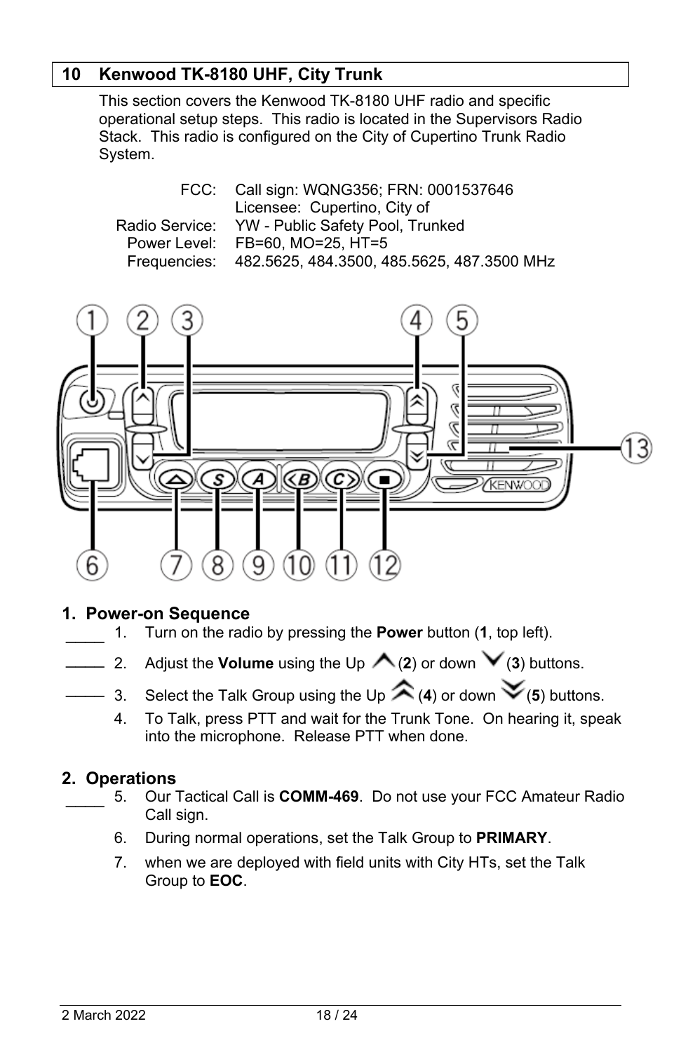## 10 Kenwood TK-8180 UHF, City Trunk

This section covers the Kenwood TK-8180 UHF radio and specific operational setup steps. This radio is located in the Supervisors Radio Stack. This radio is configured on the City of Cupertino Trunk Radio System.

| | |
|---|---|
| FCC: | Call sign: WQNG356; FRN: 0001537646<br>Licensee: Cupertino, City of |
| Radio Service: | YW - Public Safety Pool, Trunked |
| Power Level: | FB=60, MO=25, HT=5 |
| Frequencies: | 482.5625, 484.3500, 485.5625, 487.3500 MHz |

### 1. Power-on Sequence

____ 1. Turn on the radio by pressing the **Power** button (**1**, top left).

____ 2. Adjust the **Volume** using the Up ^ (**2**) or down v (**3**) buttons.

____ 3. Select the Talk Group using the Up ^^ (**4**) or down vv (**5**) buttons.

4. To Talk, press PTT and wait for the Trunk Tone. On hearing it, speak into the microphone. Release PTT when done.

### 2. Operations

____ 5. Our Tactical Call is **COMM-469**. Do not use your FCC Amateur Radio Call sign.

6. During normal operations, set the Talk Group to **PRIMARY**.

7. when we are deployed with field units with City HTs, set the Talk Group to **EOC**.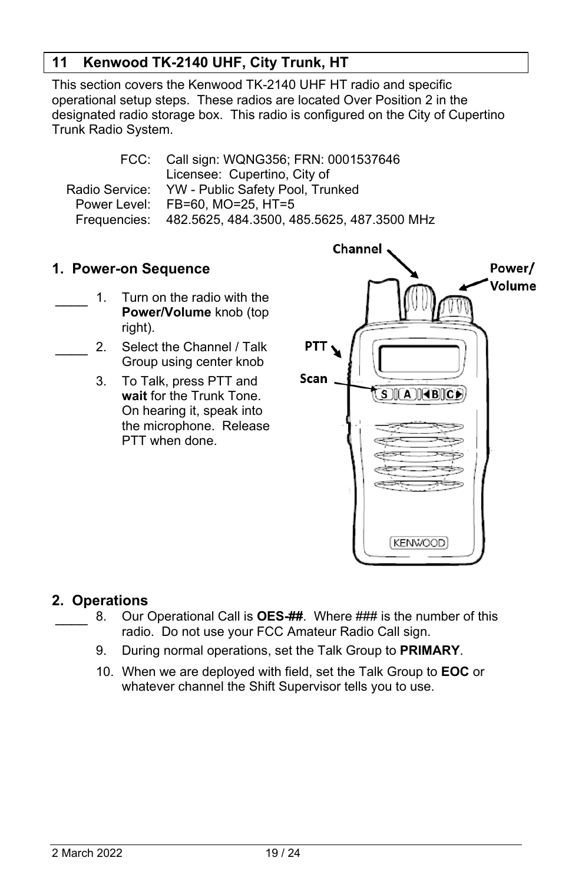## 11 Kenwood TK-2140 UHF, City Trunk, HT

This section covers the Kenwood TK-2140 UHF HT radio and specific operational setup steps. These radios are located Over Position 2 in the designated radio storage box. This radio is configured on the City of Cupertino Trunk Radio System.

| | |
|---|---|
| FCC: | Call sign: WQNG356; FRN: 0001537646 |
| | Licensee: Cupertino, City of |
| Radio Service: | YW - Public Safety Pool, Trunked |
| Power Level: | FB=60, MO=25, HT=5 |
| Frequencies: | 482.5625, 484.3500, 485.5625, 487.3500 MHz |

### 1. Power-on Sequence

_____ 1. Turn on the radio with the **Power/Volume** knob (top right).

_____ 2. Select the Channel / Talk Group using center knob

3. To Talk, press PTT and **wait** for the Trunk Tone. On hearing it, speak into the microphone. Release PTT when done.

Channel

Power/ Volume

PTT

Scan

### 2. Operations

_____ 8. Our Operational Call is **OES-##**. Where ### is the number of this radio. Do not use your FCC Amateur Radio Call sign.

9. During normal operations, set the Talk Group to **PRIMARY**.

10. When we are deployed with field, set the Talk Group to **EOC** or whatever channel the Shift Supervisor tells you to use.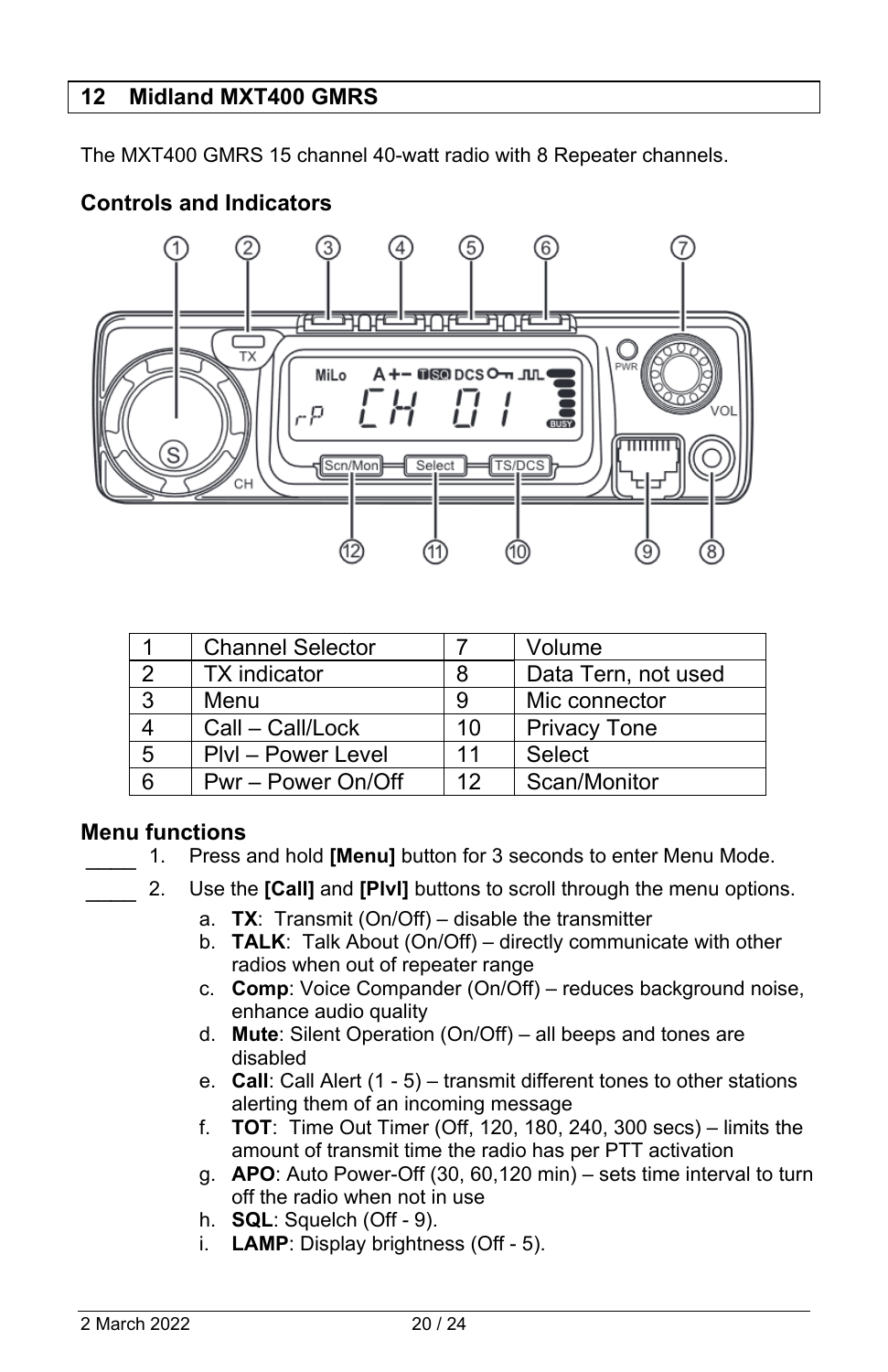## 12 Midland MXT400 GMRS

The MXT400 GMRS 15 channel 40-watt radio with 8 Repeater channels.

### Controls and Indicators

| 1 | Channel Selector | 7 | Volume |
|---|---|---|---|
| 2 | TX indicator | 8 | Data Tern, not used |
| 3 | Menu | 9 | Mic connector |
| 4 | Call – Call/Lock | 10 | Privacy Tone |
| 5 | Plvl – Power Level | 11 | Select |
| 6 | Pwr – Power On/Off | 12 | Scan/Monitor |

### Menu functions

____ 1. Press and hold **[Menu]** button for 3 seconds to enter Menu Mode.

____ 2. Use the **[Call]** and **[Plvl]** buttons to scroll through the menu options.

a. **TX**: Transmit (On/Off) – disable the transmitter
b. **TALK**: Talk About (On/Off) – directly communicate with other radios when out of repeater range
c. **Comp**: Voice Compander (On/Off) – reduces background noise, enhance audio quality
d. **Mute**: Silent Operation (On/Off) – all beeps and tones are disabled
e. **Call**: Call Alert (1 - 5) – transmit different tones to other stations alerting them of an incoming message
f. **TOT**: Time Out Timer (Off, 120, 180, 240, 300 secs) – limits the amount of transmit time the radio has per PTT activation
g. **APO**: Auto Power-Off (30, 60,120 min) – sets time interval to turn off the radio when not in use
h. **SQL**: Squelch (Off - 9).
i. **LAMP**: Display brightness (Off - 5).

2 March 2022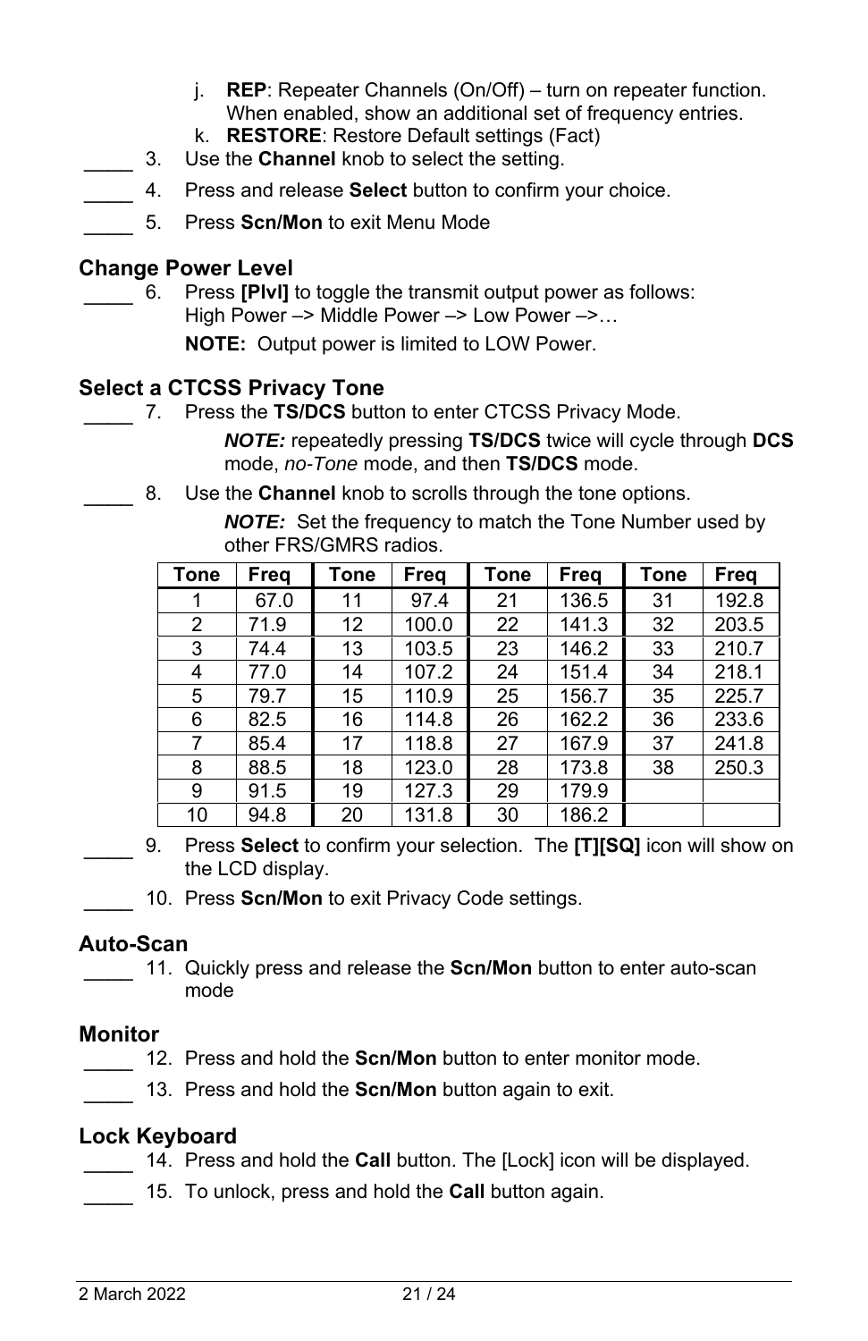j. **REP**: Repeater Channels (On/Off) – turn on repeater function. When enabled, show an additional set of frequency entries.
k. **RESTORE**: Restore Default settings (Fact)

_____ 3. Use the **Channel** knob to select the setting.

_____ 4. Press and release **Select** button to confirm your choice.

_____ 5. Press **Scn/Mon** to exit Menu Mode

### Change Power Level

_____ 6. Press **[Plvl]** to toggle the transmit output power as follows:
High Power –> Middle Power –> Low Power –>…

**NOTE:** Output power is limited to LOW Power.

### Select a CTCSS Privacy Tone

_____ 7. Press the **TS/DCS** button to enter CTCSS Privacy Mode.

***NOTE:*** repeatedly pressing **TS/DCS** twice will cycle through **DCS** mode, *no-Tone* mode, and then **TS/DCS** mode.

_____ 8. Use the **Channel** knob to scrolls through the tone options.

***NOTE:*** Set the frequency to match the Tone Number used by other FRS/GMRS radios.

| Tone | Freq | Tone | Freq | Tone | Freq | Tone | Freq |
|---|---|---|---|---|---|---|---|
| 1 | 67.0 | 11 | 97.4 | 21 | 136.5 | 31 | 192.8 |
| 2 | 71.9 | 12 | 100.0 | 22 | 141.3 | 32 | 203.5 |
| 3 | 74.4 | 13 | 103.5 | 23 | 146.2 | 33 | 210.7 |
| 4 | 77.0 | 14 | 107.2 | 24 | 151.4 | 34 | 218.1 |
| 5 | 79.7 | 15 | 110.9 | 25 | 156.7 | 35 | 225.7 |
| 6 | 82.5 | 16 | 114.8 | 26 | 162.2 | 36 | 233.6 |
| 7 | 85.4 | 17 | 118.8 | 27 | 167.9 | 37 | 241.8 |
| 8 | 88.5 | 18 | 123.0 | 28 | 173.8 | 38 | 250.3 |
| 9 | 91.5 | 19 | 127.3 | 29 | 179.9 | | |
| 10 | 94.8 | 20 | 131.8 | 30 | 186.2 | | |

_____ 9. Press **Select** to confirm your selection. The **[T][SQ]** icon will show on the LCD display.

_____ 10. Press **Scn/Mon** to exit Privacy Code settings.

### Auto-Scan

_____ 11. Quickly press and release the **Scn/Mon** button to enter auto-scan mode

### Monitor

_____ 12. Press and hold the **Scn/Mon** button to enter monitor mode.

_____ 13. Press and hold the **Scn/Mon** button again to exit.

### Lock Keyboard

_____ 14. Press and hold the **Call** button. The [Lock] icon will be displayed.

_____ 15. To unlock, press and hold the **Call** button again.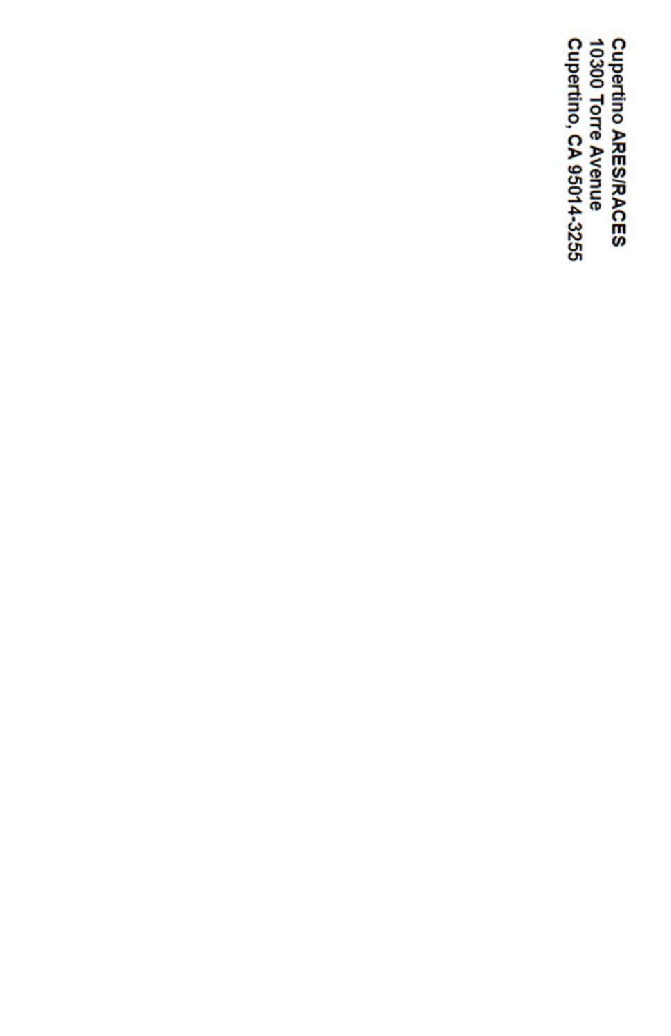Cupertino ARES/RACES
10300 Torre Avenue
Cupertino, CA 95014-3255